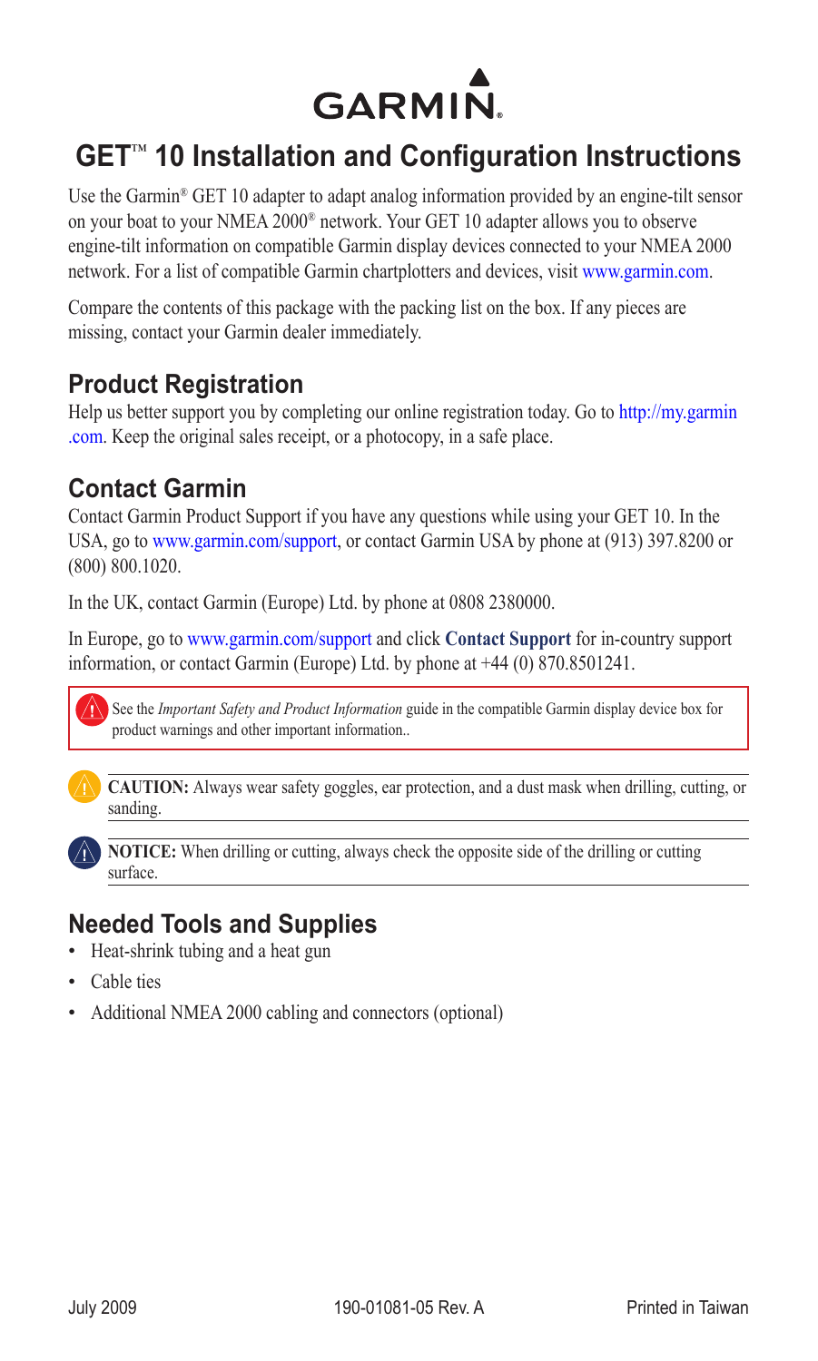GARMIN.

# GET™ 10 Installation and Configuration Instructions

Use the Garmin® GET 10 adapter to adapt analog information provided by an engine-tilt sensor on your boat to your NMEA 2000® network. Your GET 10 adapter allows you to observe engine-tilt information on compatible Garmin display devices connected to your NMEA 2000 network. For a list of compatible Garmin chartplotters and devices, visit www.garmin.com.

Compare the contents of this package with the packing list on the box. If any pieces are missing, contact your Garmin dealer immediately.

## Product Registration

Help us better support you by completing our online registration today. Go to http://my.garmin.com. Keep the original sales receipt, or a photocopy, in a safe place.

## Contact Garmin

Contact Garmin Product Support if you have any questions while using your GET 10. In the USA, go to www.garmin.com/support, or contact Garmin USA by phone at (913) 397.8200 or (800) 800.1020.

In the UK, contact Garmin (Europe) Ltd. by phone at 0808 2380000.

In Europe, go to www.garmin.com/support and click **Contact Support** for in-country support information, or contact Garmin (Europe) Ltd. by phone at +44 (0) 870.8501241.

See the *Important Safety and Product Information* guide in the compatible Garmin display device box for product warnings and other important information..

**CAUTION:** Always wear safety goggles, ear protection, and a dust mask when drilling, cutting, or sanding.

**NOTICE:** When drilling or cutting, always check the opposite side of the drilling or cutting surface.

## Needed Tools and Supplies

- Heat-shrink tubing and a heat gun
- Cable ties
- Additional NMEA 2000 cabling and connectors (optional)

July 2009 190-01081-05 Rev. A Printed in Taiwan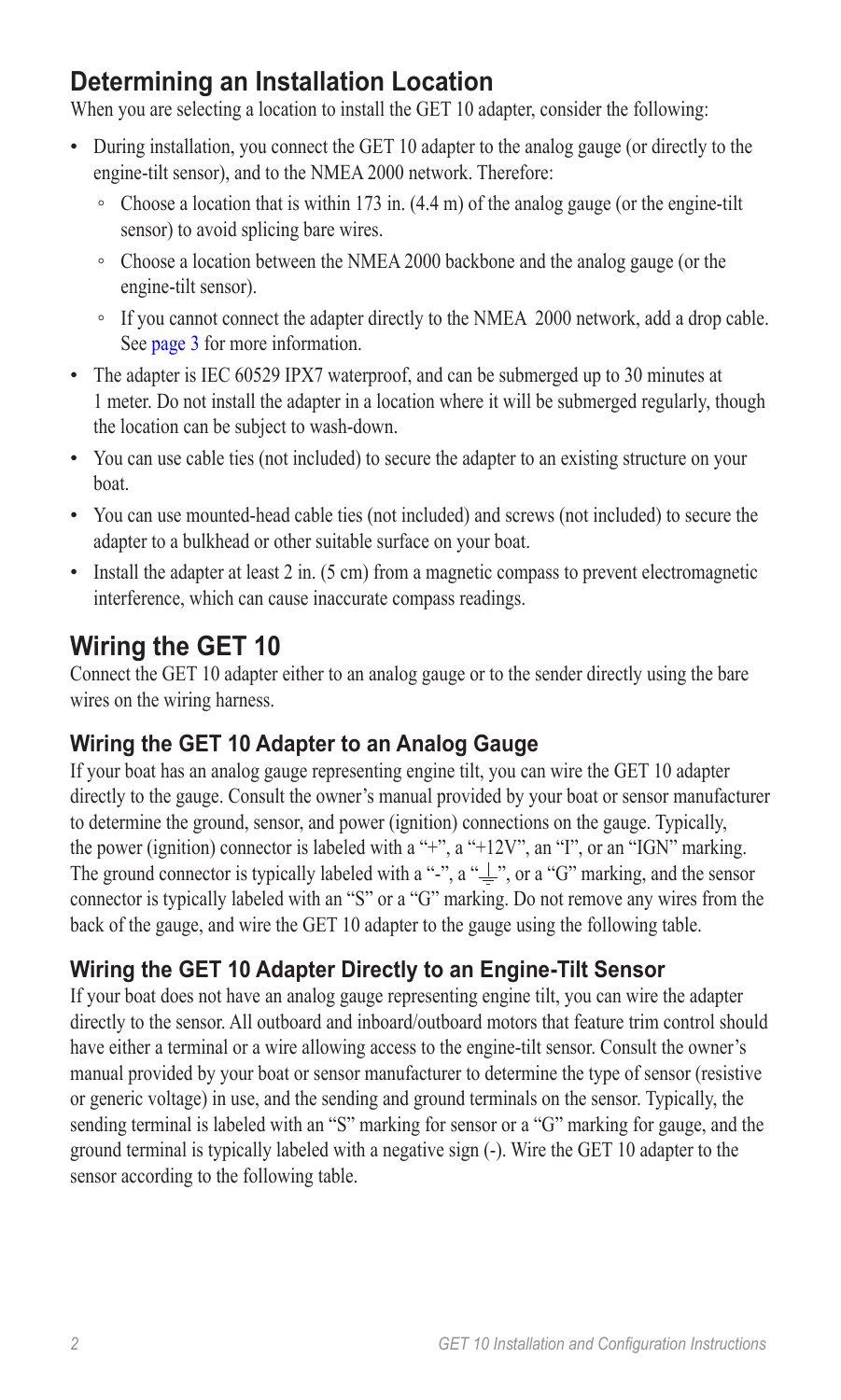## Determining an Installation Location

When you are selecting a location to install the GET 10 adapter, consider the following:

- During installation, you connect the GET 10 adapter to the analog gauge (or directly to the engine-tilt sensor), and to the NMEA 2000 network. Therefore:
  - Choose a location that is within 173 in. (4.4 m) of the analog gauge (or the engine-tilt sensor) to avoid splicing bare wires.
  - Choose a location between the NMEA 2000 backbone and the analog gauge (or the engine-tilt sensor).
  - If you cannot connect the adapter directly to the NMEA 2000 network, add a drop cable. See page 3 for more information.
- The adapter is IEC 60529 IPX7 waterproof, and can be submerged up to 30 minutes at 1 meter. Do not install the adapter in a location where it will be submerged regularly, though the location can be subject to wash-down.
- You can use cable ties (not included) to secure the adapter to an existing structure on your boat.
- You can use mounted-head cable ties (not included) and screws (not included) to secure the adapter to a bulkhead or other suitable surface on your boat.
- Install the adapter at least 2 in. (5 cm) from a magnetic compass to prevent electromagnetic interference, which can cause inaccurate compass readings.

## Wiring the GET 10

Connect the GET 10 adapter either to an analog gauge or to the sender directly using the bare wires on the wiring harness.

### Wiring the GET 10 Adapter to an Analog Gauge

If your boat has an analog gauge representing engine tilt, you can wire the GET 10 adapter directly to the gauge. Consult the owner's manual provided by your boat or sensor manufacturer to determine the ground, sensor, and power (ignition) connections on the gauge. Typically, the power (ignition) connector is labeled with a "+", a "+12V", an "I", or an "IGN" marking. The ground connector is typically labeled with a "-", a "⏚", or a "G" marking, and the sensor connector is typically labeled with an "S" or a "G" marking. Do not remove any wires from the back of the gauge, and wire the GET 10 adapter to the gauge using the following table.

### Wiring the GET 10 Adapter Directly to an Engine-Tilt Sensor

If your boat does not have an analog gauge representing engine tilt, you can wire the adapter directly to the sensor. All outboard and inboard/outboard motors that feature trim control should have either a terminal or a wire allowing access to the engine-tilt sensor. Consult the owner's manual provided by your boat or sensor manufacturer to determine the type of sensor (resistive or generic voltage) in use, and the sending and ground terminals on the sensor. Typically, the sending terminal is labeled with an "S" marking for sensor or a "G" marking for gauge, and the ground terminal is typically labeled with a negative sign (-). Wire the GET 10 adapter to the sensor according to the following table.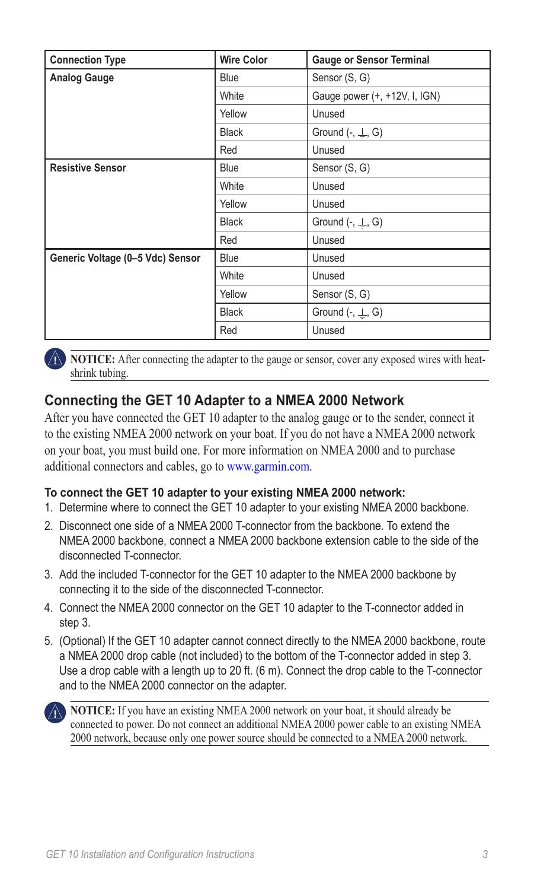| Connection Type | Wire Color | Gauge or Sensor Terminal |
| --- | --- | --- |
| **Analog Gauge** | Blue | Sensor (S, G) |
| | White | Gauge power (+, +12V, I, IGN) |
| | Yellow | Unused |
| | Black | Ground (-, ⏚, G) |
| | Red | Unused |
| **Resistive Sensor** | Blue | Sensor (S, G) |
| | White | Unused |
| | Yellow | Unused |
| | Black | Ground (-, ⏚, G) |
| | Red | Unused |
| **Generic Voltage (0–5 Vdc) Sensor** | Blue | Unused |
| | White | Unused |
| | Yellow | Sensor (S, G) |
| | Black | Ground (-, ⏚, G) |
| | Red | Unused |

**NOTICE:** After connecting the adapter to the gauge or sensor, cover any exposed wires with heat-shrink tubing.

## Connecting the GET 10 Adapter to a NMEA 2000 Network

After you have connected the GET 10 adapter to the analog gauge or to the sender, connect it to the existing NMEA 2000 network on your boat. If you do not have a NMEA 2000 network on your boat, you must build one. For more information on NMEA 2000 and to purchase additional connectors and cables, go to www.garmin.com.

**To connect the GET 10 adapter to your existing NMEA 2000 network:**

1. Determine where to connect the GET 10 adapter to your existing NMEA 2000 backbone.
2. Disconnect one side of a NMEA 2000 T-connector from the backbone. To extend the NMEA 2000 backbone, connect a NMEA 2000 backbone extension cable to the side of the disconnected T-connector.
3. Add the included T-connector for the GET 10 adapter to the NMEA 2000 backbone by connecting it to the side of the disconnected T-connector.
4. Connect the NMEA 2000 connector on the GET 10 adapter to the T-connector added in step 3.
5. (Optional) If the GET 10 adapter cannot connect directly to the NMEA 2000 backbone, route a NMEA 2000 drop cable (not included) to the bottom of the T-connector added in step 3. Use a drop cable with a length up to 20 ft. (6 m). Connect the drop cable to the T-connector and to the NMEA 2000 connector on the adapter.

**NOTICE:** If you have an existing NMEA 2000 network on your boat, it should already be connected to power. Do not connect an additional NMEA 2000 power cable to an existing NMEA 2000 network, because only one power source should be connected to a NMEA 2000 network.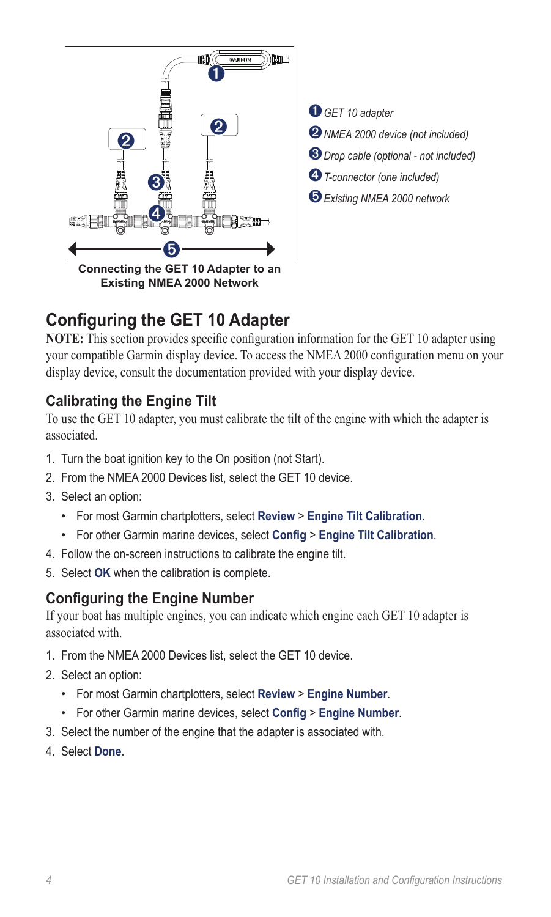1. GET 10 adapter
2. NMEA 2000 device (not included)
3. Drop cable (optional - not included)
4. T-connector (one included)
5. Existing NMEA 2000 network

**Connecting the GET 10 Adapter to an Existing NMEA 2000 Network**

## Configuring the GET 10 Adapter

**NOTE:** This section provides specific configuration information for the GET 10 adapter using your compatible Garmin display device. To access the NMEA 2000 configuration menu on your display device, consult the documentation provided with your display device.

### Calibrating the Engine Tilt

To use the GET 10 adapter, you must calibrate the tilt of the engine with which the adapter is associated.

1. Turn the boat ignition key to the On position (not Start).
2. From the NMEA 2000 Devices list, select the GET 10 device.
3. Select an option:
   - For most Garmin chartplotters, select **Review** > **Engine Tilt Calibration**.
   - For other Garmin marine devices, select **Config** > **Engine Tilt Calibration**.
4. Follow the on-screen instructions to calibrate the engine tilt.
5. Select **OK** when the calibration is complete.

### Configuring the Engine Number

If your boat has multiple engines, you can indicate which engine each GET 10 adapter is associated with.

1. From the NMEA 2000 Devices list, select the GET 10 device.
2. Select an option:
   - For most Garmin chartplotters, select **Review** > **Engine Number**.
   - For other Garmin marine devices, select **Config** > **Engine Number**.
3. Select the number of the engine that the adapter is associated with.
4. Select **Done**.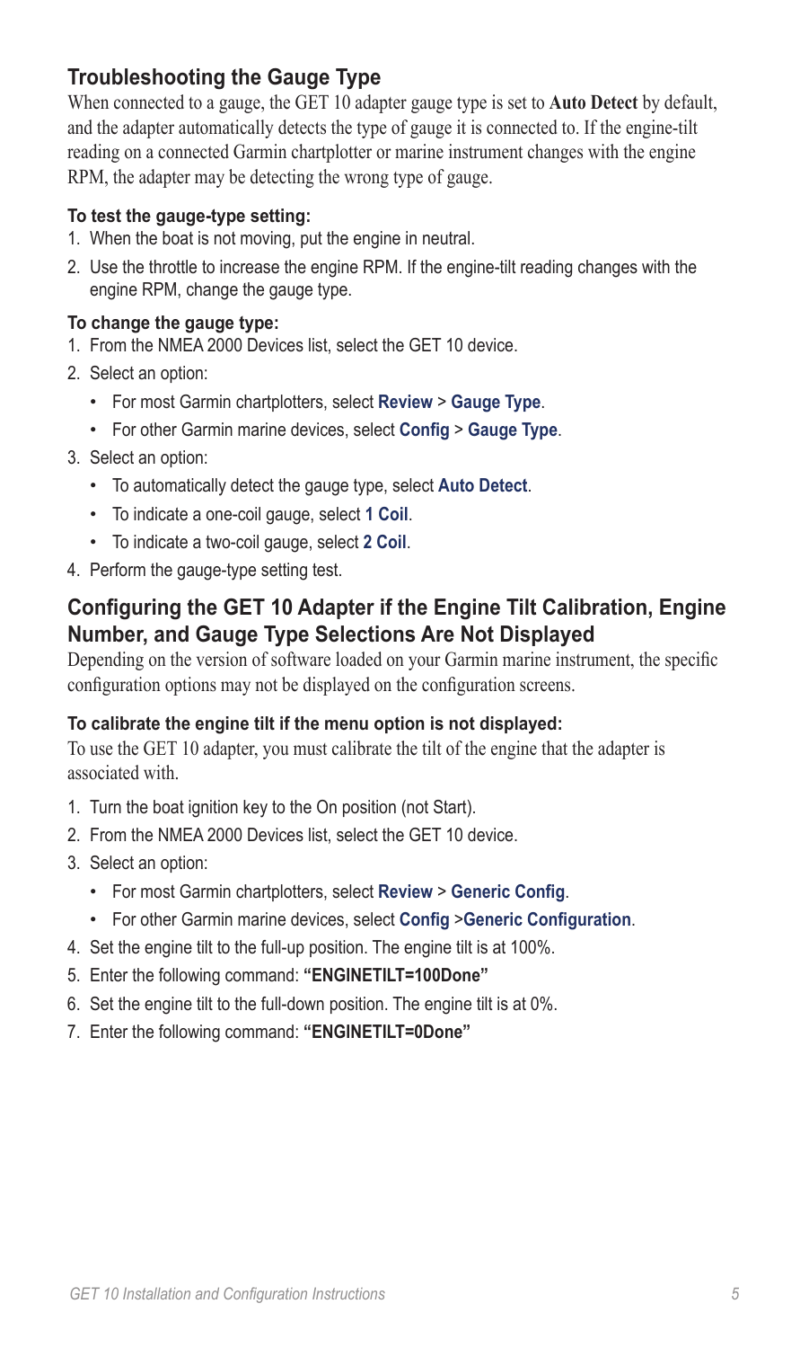## Troubleshooting the Gauge Type

When connected to a gauge, the GET 10 adapter gauge type is set to **Auto Detect** by default, and the adapter automatically detects the type of gauge it is connected to. If the engine-tilt reading on a connected Garmin chartplotter or marine instrument changes with the engine RPM, the adapter may be detecting the wrong type of gauge.

**To test the gauge-type setting:**

1. When the boat is not moving, put the engine in neutral.
2. Use the throttle to increase the engine RPM. If the engine-tilt reading changes with the engine RPM, change the gauge type.

**To change the gauge type:**

1. From the NMEA 2000 Devices list, select the GET 10 device.
2. Select an option:
   - For most Garmin chartplotters, select **Review** > **Gauge Type**.
   - For other Garmin marine devices, select **Config** > **Gauge Type**.
3. Select an option:
   - To automatically detect the gauge type, select **Auto Detect**.
   - To indicate a one-coil gauge, select **1 Coil**.
   - To indicate a two-coil gauge, select **2 Coil**.
4. Perform the gauge-type setting test.

## Configuring the GET 10 Adapter if the Engine Tilt Calibration, Engine Number, and Gauge Type Selections Are Not Displayed

Depending on the version of software loaded on your Garmin marine instrument, the specific configuration options may not be displayed on the configuration screens.

**To calibrate the engine tilt if the menu option is not displayed:**

To use the GET 10 adapter, you must calibrate the tilt of the engine that the adapter is associated with.

1. Turn the boat ignition key to the On position (not Start).
2. From the NMEA 2000 Devices list, select the GET 10 device.
3. Select an option:
   - For most Garmin chartplotters, select **Review** > **Generic Config**.
   - For other Garmin marine devices, select **Config** >**Generic Configuration**.
4. Set the engine tilt to the full-up position. The engine tilt is at 100%.
5. Enter the following command: **"ENGINETILT=100Done"**
6. Set the engine tilt to the full-down position. The engine tilt is at 0%.
7. Enter the following command: **"ENGINETILT=0Done"**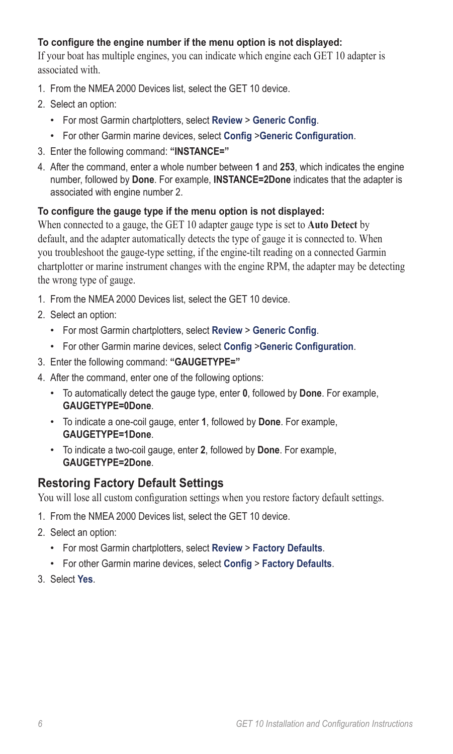**To configure the engine number if the menu option is not displayed:**

If your boat has multiple engines, you can indicate which engine each GET 10 adapter is associated with.

1. From the NMEA 2000 Devices list, select the GET 10 device.
2. Select an option:
   - For most Garmin chartplotters, select **Review** > **Generic Config**.
   - For other Garmin marine devices, select **Config** >**Generic Configuration**.
3. Enter the following command: **"INSTANCE="**
4. After the command, enter a whole number between **1** and **253**, which indicates the engine number, followed by **Done**. For example, **INSTANCE=2Done** indicates that the adapter is associated with engine number 2.

**To configure the gauge type if the menu option is not displayed:**

When connected to a gauge, the GET 10 adapter gauge type is set to **Auto Detect** by default, and the adapter automatically detects the type of gauge it is connected to. When you troubleshoot the gauge-type setting, if the engine-tilt reading on a connected Garmin chartplotter or marine instrument changes with the engine RPM, the adapter may be detecting the wrong type of gauge.

1. From the NMEA 2000 Devices list, select the GET 10 device.
2. Select an option:
   - For most Garmin chartplotters, select **Review** > **Generic Config**.
   - For other Garmin marine devices, select **Config** >**Generic Configuration**.
3. Enter the following command: **"GAUGETYPE="**
4. After the command, enter one of the following options:
   - To automatically detect the gauge type, enter **0**, followed by **Done**. For example, **GAUGETYPE=0Done**.
   - To indicate a one-coil gauge, enter **1**, followed by **Done**. For example, **GAUGETYPE=1Done**.
   - To indicate a two-coil gauge, enter **2**, followed by **Done**. For example, **GAUGETYPE=2Done**.

## Restoring Factory Default Settings

You will lose all custom configuration settings when you restore factory default settings.

1. From the NMEA 2000 Devices list, select the GET 10 device.
2. Select an option:
   - For most Garmin chartplotters, select **Review** > **Factory Defaults**.
   - For other Garmin marine devices, select **Config** > **Factory Defaults**.
3. Select **Yes**.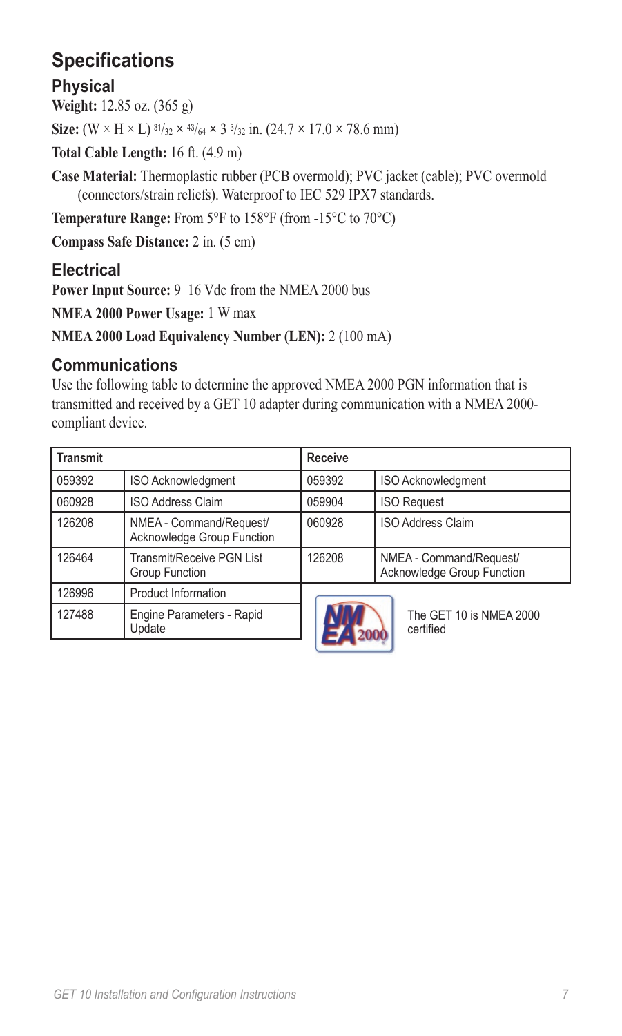# Specifications

## Physical

**Weight:** 12.85 oz. (365 g)

**Size:** (W × H × L) $^{31}/_{32}$ × $^{43}/_{64}$ × 3 $^{3}/_{32}$ in. (24.7 × 17.0 × 78.6 mm)

**Total Cable Length:** 16 ft. (4.9 m)

**Case Material:** Thermoplastic rubber (PCB overmold); PVC jacket (cable); PVC overmold (connectors/strain reliefs). Waterproof to IEC 529 IPX7 standards.

**Temperature Range:** From 5°F to 158°F (from -15°C to 70°C)

**Compass Safe Distance:** 2 in. (5 cm)

## Electrical

**Power Input Source:** 9–16 Vdc from the NMEA 2000 bus

**NMEA 2000 Power Usage:** 1 W max

**NMEA 2000 Load Equivalency Number (LEN):** 2 (100 mA)

## Communications

Use the following table to determine the approved NMEA 2000 PGN information that is transmitted and received by a GET 10 adapter during communication with a NMEA 2000-compliant device.

| Transmit | | Receive | |
|---|---|---|---|
| 059392 | ISO Acknowledgment | 059392 | ISO Acknowledgment |
| 060928 | ISO Address Claim | 059904 | ISO Request |
| 126208 | NMEA - Command/Request/ Acknowledge Group Function | 060928 | ISO Address Claim |
| 126464 | Transmit/Receive PGN List Group Function | 126208 | NMEA - Command/Request/ Acknowledge Group Function |
| 126996 | Product Information | | |
| 127488 | Engine Parameters - Rapid Update | | |

The GET 10 is NMEA 2000 certified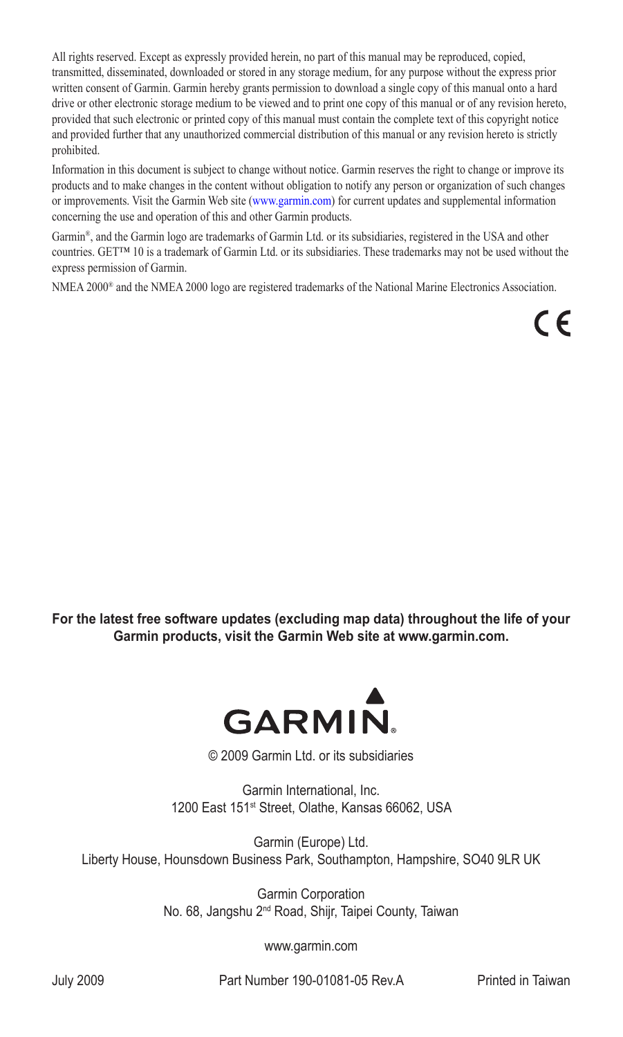All rights reserved. Except as expressly provided herein, no part of this manual may be reproduced, copied, transmitted, disseminated, downloaded or stored in any storage medium, for any purpose without the express prior written consent of Garmin. Garmin hereby grants permission to download a single copy of this manual onto a hard drive or other electronic storage medium to be viewed and to print one copy of this manual or of any revision hereto, provided that such electronic or printed copy of this manual must contain the complete text of this copyright notice and provided further that any unauthorized commercial distribution of this manual or any revision hereto is strictly prohibited.

Information in this document is subject to change without notice. Garmin reserves the right to change or improve its products and to make changes in the content without obligation to notify any person or organization of such changes or improvements. Visit the Garmin Web site (www.garmin.com) for current updates and supplemental information concerning the use and operation of this and other Garmin products.

Garmin®, and the Garmin logo are trademarks of Garmin Ltd. or its subsidiaries, registered in the USA and other countries. GET™ 10 is a trademark of Garmin Ltd. or its subsidiaries. These trademarks may not be used without the express permission of Garmin.

NMEA 2000® and the NMEA 2000 logo are registered trademarks of the National Marine Electronics Association.

CE

**For the latest free software updates (excluding map data) throughout the life of your Garmin products, visit the Garmin Web site at www.garmin.com.**

GARMIN

© 2009 Garmin Ltd. or its subsidiaries

Garmin International, Inc.
1200 East 151st Street, Olathe, Kansas 66062, USA

Garmin (Europe) Ltd.
Liberty House, Hounsdown Business Park, Southampton, Hampshire, SO40 9LR UK

Garmin Corporation
No. 68, Jangshu 2nd Road, Shijr, Taipei County, Taiwan

www.garmin.com

July 2009 Part Number 190-01081-05 Rev.A Printed in Taiwan